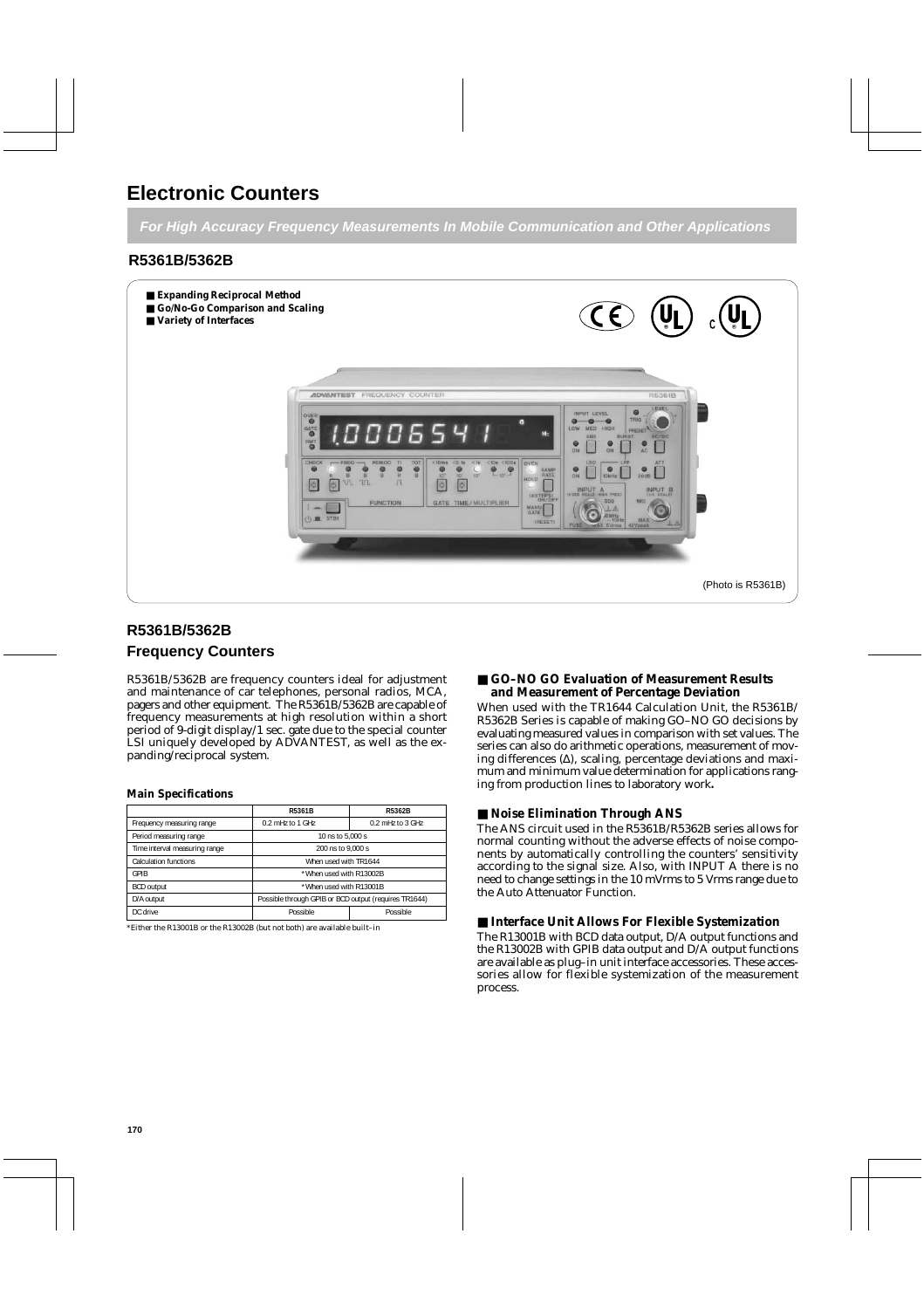# Electronic Counters

*For High Accuracy Frequency Measurements In Mobile Communication and Other Applications*

## R5361B/5362B

- **Expanding Reciprocal Method**
- **Go/No-Go Comparison and Scaling**
- **Variety of Interfaces**

(Photo is R5361B)

## R5361B/5362B

### Frequency Counters

R5361B/5362B are frequency counters ideal for adjustment and maintenance of car telephones, personal radios, MCA, pagers and other equipment. The R5361B/5362B are capable of frequency measurements at high resolution within a short period of 9-digit display/1 sec. gate due to the special counter LSI uniquely developed by ADVANTEST, as well as the expanding/reciprocal system.

**Main Specifications**

| | R5361B | R5362B |
|---|---|---|
| Frequency measuring range | 0.2 mHz to 1 GHz | 0.2 mHz to 3 GHz |
| Period measuring range | 10 ns to 5,000 s | |
| Time interval measuring range | 200 ns to 9,000 s | |
| Calculation functions | When used with TR1644 | |
| GPIB | * When used with R13002B | |
| BCD output | * When used with R13001B | |
| D/A output | Possible through GPIB or BCD output (requires TR1644) | |
| DC drive | Possible | Possible |

*Either the R13001B or the R13002B (but not both) are available built–in

### ■ GO–NO GO Evaluation of Measurement Results and Measurement of Percentage Deviation

When used with the TR1644 Calculation Unit, the R5361B/R5362B Series is capable of making GO–NO GO decisions by evaluating measured values in comparison with set values. The series can also do arithmetic operations, measurement of moving differences (Δ), scaling, percentage deviations and maximum and minimum value determination for applications ranging from production lines to laboratory work**.**

### ■ Noise Elimination Through ANS

The ANS circuit used in the R5361B/R5362B series allows for normal counting without the adverse effects of noise components by automatically controlling the counters' sensitivity according to the signal size. Also, with INPUT A there is no need to change settings in the 10 mVrms to 5 Vrms range due to the Auto Attenuator Function.

### ■ Interface Unit Allows For Flexible Systemization

The R13001B with BCD data output, D/A output functions and the R13002B with GPIB data output and D/A output functions are available as plug–in unit interface accessories. These accessories allow for flexible systemization of the measurement process.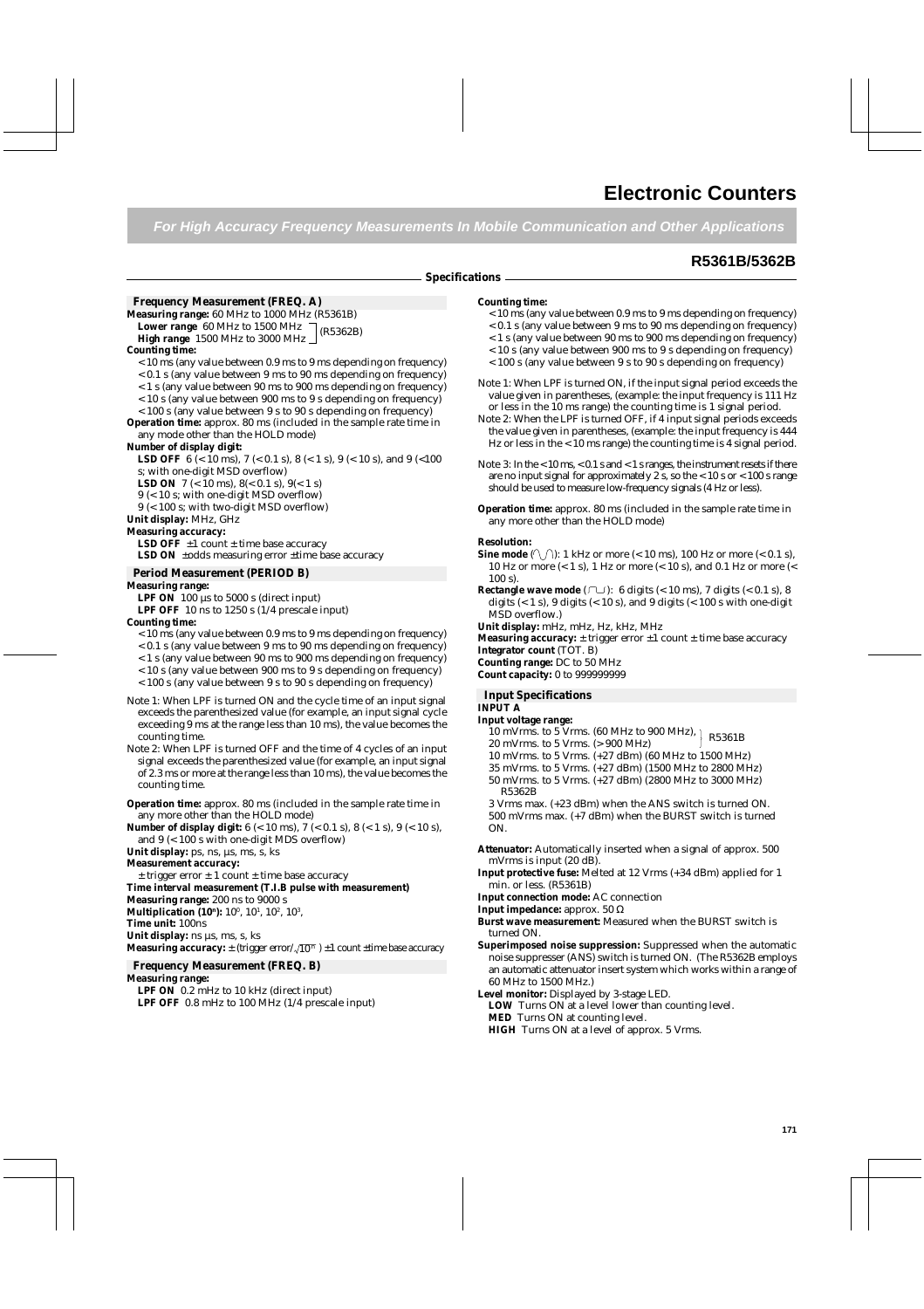# Electronic Counters

*For High Accuracy Frequency Measurements In Mobile Communication and Other Applications*

## R5361B/5362B

### Specifications

#### Frequency Measurement (FREQ. A)

**Measuring range:** 60 MHz to 1000 MHz (R5361B)
**Lower range** 60 MHz to 1500 MHz (R5362B)
**High range** 1500 MHz to 3000 MHz (R5362B)

**Counting time:**
< 10 ms (any value between 0.9 ms to 9 ms depending on frequency)
< 0.1 s (any value between 9 ms to 90 ms depending on frequency)
< 1 s (any value between 90 ms to 900 ms depending on frequency)
< 10 s (any value between 900 ms to 9 s depending on frequency)
< 100 s (any value between 9 s to 90 s depending on frequency)

**Operation time:** approx. 80 ms (included in the sample rate time in any mode other than the HOLD mode)

**Number of display digit:**
**LSD OFF** 6 (< 10 ms), 7 (< 0.1 s), 8 (< 1 s), 9 (< 10 s), and 9 (<100 s; with one-digit MSD overflow)
**LSD ON** 7 (< 10 ms), 8(< 0.1 s), 9(< 1 s)
9 (< 10 s; with one-digit MSD overflow)
9 (< 100 s; with two-digit MSD overflow)

**Unit display:** MHz, GHz

**Measuring accuracy:**
**LSD OFF** ±1 count ± time base accuracy
**LSD ON** ±odds measuring error ±time base accuracy

#### Period Measurement (PERIOD B)

**Measuring range:**
**LPF ON** 100 μs to 5000 s (direct input)
**LPF OFF** 10 ns to 1250 s (1/4 prescale input)

**Counting time:**
< 10 ms (any value between 0.9 ms to 9 ms depending on frequency)
< 0.1 s (any value between 9 ms to 90 ms depending on frequency)
< 1 s (any value between 90 ms to 900 ms depending on frequency)
< 10 s (any value between 900 ms to 9 s depending on frequency)
< 100 s (any value between 9 s to 90 s depending on frequency)

Note 1: When LPF is turned ON and the cycle time of an input signal exceeds the parenthesized value (for example, an input signal cycle exceeding 9 ms at the range less than 10 ms), the value becomes the counting time.

Note 2: When LPF is turned OFF and the time of 4 cycles of an input signal exceeds the parenthesized value (for example, an input signal of 2.3 ms or more at the range less than 10 ms), the value becomes the counting time.

**Operation time:** approx. 80 ms (included in the sample rate time in any more other than the HOLD mode)

**Number of display digit:** 6 (< 10 ms), 7 (< 0.1 s), 8 (< 1 s), 9 (< 10 s), and 9 (< 100 s with one-digit MDS overflow)

**Unit display:** ps, ns, μs, ms, s, ks

**Measurement accuracy:**
± trigger error ± 1 count ± time base accuracy

**Time interval measurement (T.I.B pulse with measurement)**

**Measuring range:** 200 ns to 9000 s

**Multiplication ($10^n$):** $10^0$, $10^1$, $10^2$, $10^3$,

**Time unit:** 100ns

**Unit display:** ns μs, ms, s, ks

**Measuring accuracy:** ± (trigger error/$\sqrt{10^n}$) ±1 count ±time base accuracy

#### Frequency Measurement (FREQ. B)

**Measuring range:**
**LPF ON** 0.2 mHz to 10 kHz (direct input)
**LPF OFF** 0.8 mHz to 100 MHz (1/4 prescale input)

**Counting time:**
< 10 ms (any value between 0.9 ms to 9 ms depending on frequency)
< 0.1 s (any value between 9 ms to 90 ms depending on frequency)
< 1 s (any value between 90 ms to 900 ms depending on frequency)
< 10 s (any value between 900 ms to 9 s depending on frequency)
< 100 s (any value between 9 s to 90 s depending on frequency)

Note 1: When LPF is turned ON, if the input signal period exceeds the value given in parentheses, (example: the input frequency is 111 Hz or less in the 10 ms range) the counting time is 1 signal period.

Note 2: When the LPF is turned OFF, if 4 input signal periods exceeds the value given in parentheses, (example: the input frequency is 444 Hz or less in the < 10 ms range) the counting time is 4 signal period.

Note 3: In the < 10 ms, < 0.1 s and < 1 s ranges, the instrument resets if there are no input signal for approximately 2 s, so the < 10 s or < 100 s range should be used to measure low-frequency signals (4 Hz or less).

**Operation time:** approx. 80 ms (included in the sample rate time in any more other than the HOLD mode)

**Resolution:**
**Sine mode** (∿): 1 kHz or more (< 10 ms), 100 Hz or more (< 0.1 s), 10 Hz or more (< 1 s), 1 Hz or more (< 10 s), and 0.1 Hz or more (< 100 s).
**Rectangle wave mode** (⊓⊔): 6 digits (< 10 ms), 7 digits (< 0.1 s), 8 digits (< 1 s), 9 digits (< 10 s), and 9 digits (< 100 s with one-digit MSD overflow.)

**Unit display:** mHz, mHz, Hz, kHz, MHz

**Measuring accuracy:** ± trigger error ±1 count ± time base accuracy

**Integrator count** (TOT. B)

**Counting range:** DC to 50 MHz

**Count capacity:** 0 to 999999999

#### Input Specifications

**INPUT A**

**Input voltage range:**
10 mVrms. to 5 Vrms. (60 MHz to 900 MHz), R5361B
20 mVrms. to 5 Vrms. (> 900 MHz) R5361B
10 mVrms. to 5 Vrms. (+27 dBm) (60 MHz to 1500 MHz)
35 mVrms. to 5 Vrms. (+27 dBm) (1500 MHz to 2800 MHz)
50 mVrms. to 5 Vrms. (+27 dBm) (2800 MHz to 3000 MHz) R5362B
3 Vrms max. (+23 dBm) when the ANS switch is turned ON.
500 mVrms max. (+7 dBm) when the BURST switch is turned ON.

**Attenuator:** Automatically inserted when a signal of approx. 500 mVrms is input (20 dB).

**Input protective fuse:** Melted at 12 Vrms (+34 dBm) applied for 1 min. or less. (R5361B)

**Input connection mode:** AC connection

**Input impedance:** approx. 50 Ω

**Burst wave measurement:** Measured when the BURST switch is turned ON.

**Superimposed noise suppression:** Suppressed when the automatic noise suppresser (ANS) switch is turned ON. (The R5362B employs an automatic attenuator insert system which works within a range of 60 MHz to 1500 MHz.)

**Level monitor:** Displayed by 3-stage LED.
**LOW** Turns ON at a level lower than counting level.
**MED** Turns ON at counting level.
**HIGH** Turns ON at a level of approx. 5 Vrms.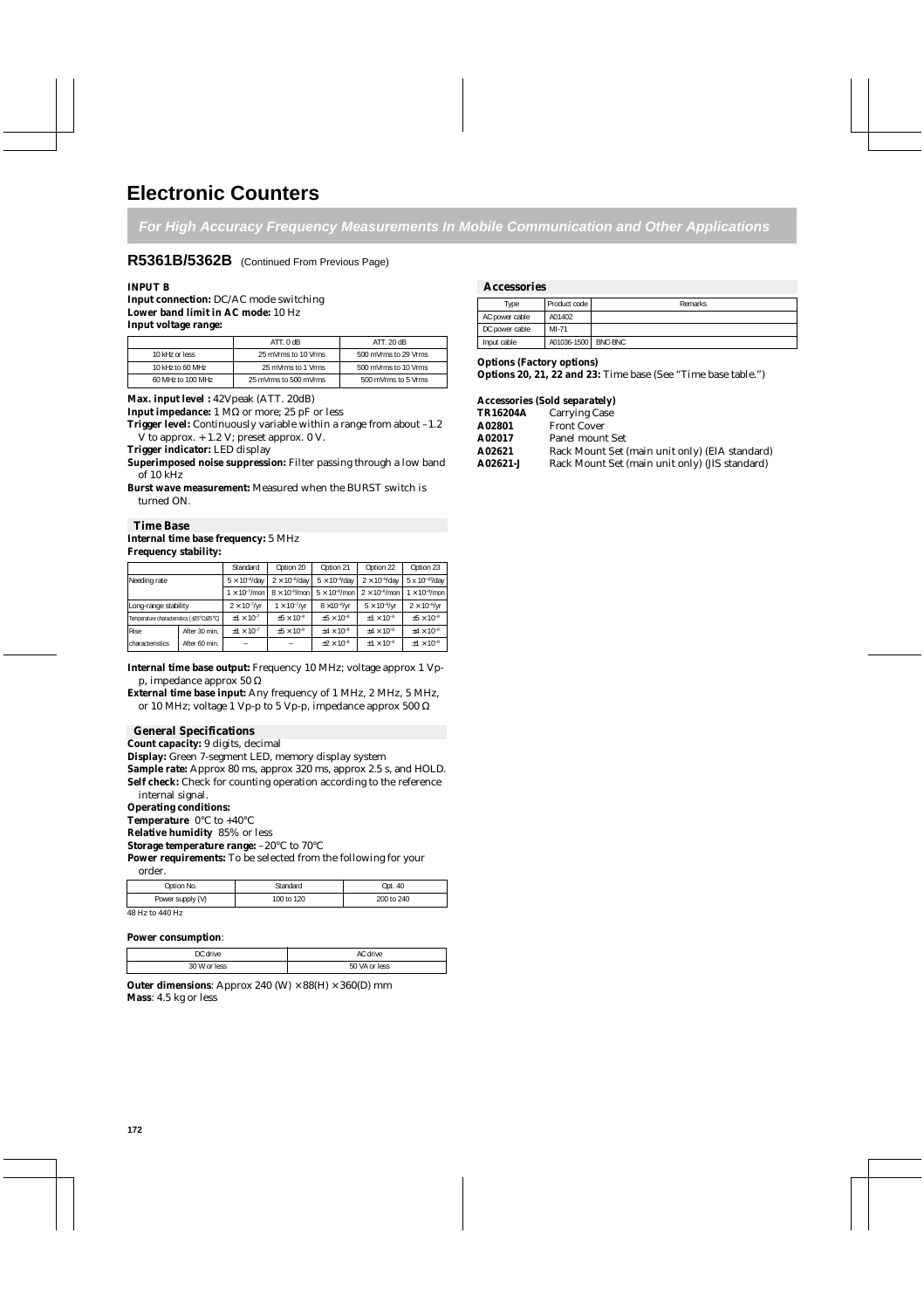# Electronic Counters

## *For High Accuracy Frequency Measurements In Mobile Communication and Other Applications*

## R5361B/5362B (Continued From Previous Page)

**INPUT B**

**Input connection:** DC/AC mode switching
**Lower band limit in AC mode:** 10 Hz
**Input voltage range:**

| | ATT. 0 dB | ATT. 20 dB |
|---|---|---|
| 10 kHz or less | 25 mVrms to 10 Vrms | 500 mVrms to 29 Vrms |
| 10 kHz to 60 MHz | 25 mVrms to 1 Vrms | 500 mVrms to 10 Vrms |
| 60 MHz to 100 MHz | 25 mVrms to 500 mVrms | 500 mVrms to 5 Vrms |

**Max. input level :** 42Vpeak (ATT. 20dB)
**Input impedance:** 1 MΩ or more; 25 pF or less
**Trigger level:** Continuously variable within a range from about –1.2 V to approx. + 1.2 V; preset approx. 0 V.
**Trigger indicator:** LED display
**Superimposed noise suppression:** Filter passing through a low band of 10 kHz
**Burst wave measurement:** Measured when the BURST switch is turned ON.

### Time Base

**Internal time base frequency:** 5 MHz
**Frequency stability:**

| | | Standard | Option 20 | Option 21 | Option 22 | Option 23 |
|---|---|---|---|---|---|---|
| Needing rate | | $5 \times 10^{-8}$/day | $2 \times 10^{-8}$/day | $5 \times 10^{-9}$/day | $2 \times 10^{-9}$/day | $5 \times 10^{-10}$/day |
| | | $1 \times 10^{-7}$/mon | $8 \times 10^{-8}$/mon | $5 \times 10^{-8}$/mon | $2 \times 10^{-8}$/mon | $1 \times 10^{-8}$/mon |
| Long-range stability | | $2 \times 10^{-7}$/yr | $1 \times 10^{-7}$/yr | $8 \times 10^{-8}$/yr | $5 \times 10^{-8}$/yr | $2 \times 10^{-8}$/yr |
| Temperature characteristics (±25°C±25°C) | | $\pm 1 \times 10^{-7}$ | $\pm 5 \times 10^{-8}$ | $\pm 5 \times 10^{-8}$ | $\pm 1 \times 10^{-8}$ | $\pm 5 \times 10^{-9}$ |
| Rise characteristics | After 30 min. | $\pm 1 \times 10^{-7}$ | $\pm 5 \times 10^{-8}$ | $\pm 4 \times 10^{-8}$ | $\pm 4 \times 10^{-8}$ | $\pm 4 \times 10^{-8}$ |
| | After 60 min. | – | – | $\pm 2 \times 10^{-8}$ | $\pm 1 \times 10^{-8}$ | $\pm 1 \times 10^{-8}$ |

**Internal time base output:** Frequency 10 MHz; voltage approx 1 Vp-p, impedance approx 50 Ω
**External time base input:** Any frequency of 1 MHz, 2 MHz, 5 MHz, or 10 MHz; voltage 1 Vp-p to 5 Vp-p, impedance approx 500 Ω

### General Specifications

**Count capacity:** 9 digits, decimal
**Display:** Green 7-segment LED, memory display system
**Sample rate:** Approx 80 ms, approx 320 ms, approx 2.5 s, and HOLD.
**Self check:** Check for counting operation according to the reference internal signal.
**Operating conditions:**
**Temperature** 0°C to +40°C
**Relative humidity** 85% or less
**Storage temperature range:** –20°C to 70°C
**Power requirements:** To be selected from the following for your order.

| Option No. | Standard | Opt. 40 |
|---|---|---|
| Power supply (V) | 100 to 120 | 200 to 240 |

48 Hz to 440 Hz

**Power consumption**:

| DC drive | AC drive |
|---|---|
| 30 W or less | 50 VA or less |

**Outer dimensions**: Approx 240 (W) × 88(H) × 360(D) mm
**Mass**: 4.5 kg or less

### Accessories

| Type | Product code | Remarks |
|---|---|---|
| AC power cable | A01402 | |
| DC power cable | MI-71 | |
| Input cable | A01036-1500 | BNC-BNC |

**Options (Factory options)**
**Options 20, 21, 22 and 23:** Time base (See "Time base table.")

**Accessories (Sold separately)**

| | |
|---|---|
| **TR16204A** | Carrying Case |
| **A02801** | Front Cover |
| **A02017** | Panel mount Set |
| **A02621** | Rack Mount Set (main unit only) (EIA standard) |
| **A02621-J** | Rack Mount Set (main unit only) (JIS standard) |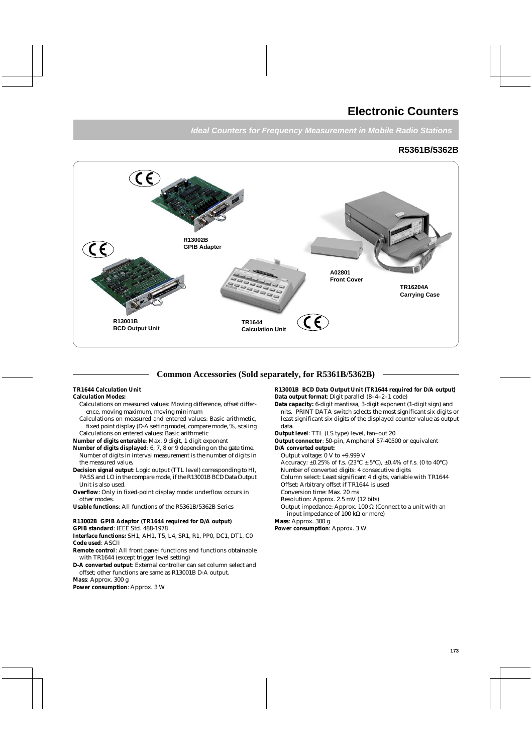# Electronic Counters

*Ideal Counters for Frequency Measurement in Mobile Radio Stations*

## R5361B/5362B

R13002B
GPIB Adapter

R13001B
BCD Output Unit

TR1644
Calculation Unit

A02801
Front Cover

TR16204A
Carrying Case

## Common Accessories (Sold separately, for R5361B/5362B)

**TR1644 Calculation Unit**

**Calculation Modes:**

Calculations on measured values: Moving difference, offset difference, moving maximum, moving minimum

Calculations on measured and entered values: Basic arithmetic, fixed point display (D-A setting mode), compare mode, %, scaling

Calculations on entered values: Basic arithmetic

**Number of digits enterable**: Max. 9 digit, 1 digit exponent

**Number of digits displayed**: 6, 7, 8 or 9 depending on the gate time. Number of digits in interval measurement is the number of digits in the measured value.

**Decision signal output**: Logic output (TTL level) corresponding to HI, PASS and LO in the compare mode, if the R13001B BCD Data Output Unit is also used.

**Overflow**: Only in fixed-point display mode: underflow occurs in other modes.

**Usable functions**: All functions of the R5361B/5362B Series

**R13002B GPIB Adaptor (TR1644 required for D/A output)**

**GPIB standard**: IEEE Std. 488-1978

**Interface functions:** SH1, AH1, T5, L4, SR1, R1, PP0, DC1, DT1, C0

**Code used**: ASCII

**Remote control**: All front panel functions and functions obtainable with TR1644 (except trigger level setting)

**D-A converted output**: External controller can set column select and offset; other functions are same as R13001B D-A output.

**Mass**: Approx. 300 g

**Power consumption**: Approx. 3 W

**R13001B BCD Data Output Unit (TR1644 required for D/A output)**

**Data output format**: Digit parallel (8–4–2–1 code)

**Data capacity:** 6-digit mantissa, 3-digit exponent (1-digit sign) and nits. PRINT DATA switch selects the most significant six digits or least significant six digits of the displayed counter value as output data.

**Output level**: TTL (LS type) level, fan–out 20

**Output connector**: 50-pin, Amphenol 57-40500 or equivalent

**D/A converted output:**

Output voltage: 0 V to +9.999 V

Accuracy: ±0.25% of f.s. (23°C ± 5°C), ±0.4% of f.s. (0 to 40°C)

Number of converted digits: 4 consecutive digits

Column select: Least significant 4 digits, variable with TR1644

Offset: Arbitrary offset if TR1644 is used

Conversion time: Max. 20 ms

Resolution: Approx. 2.5 mV (12 bits)

Output impedance: Approx. 100 Ω (Connect to a unit with an input impedance of 100 kΩ or more)

**Mass**: Approx. 300 g

**Power consumption**: Approx. 3 W